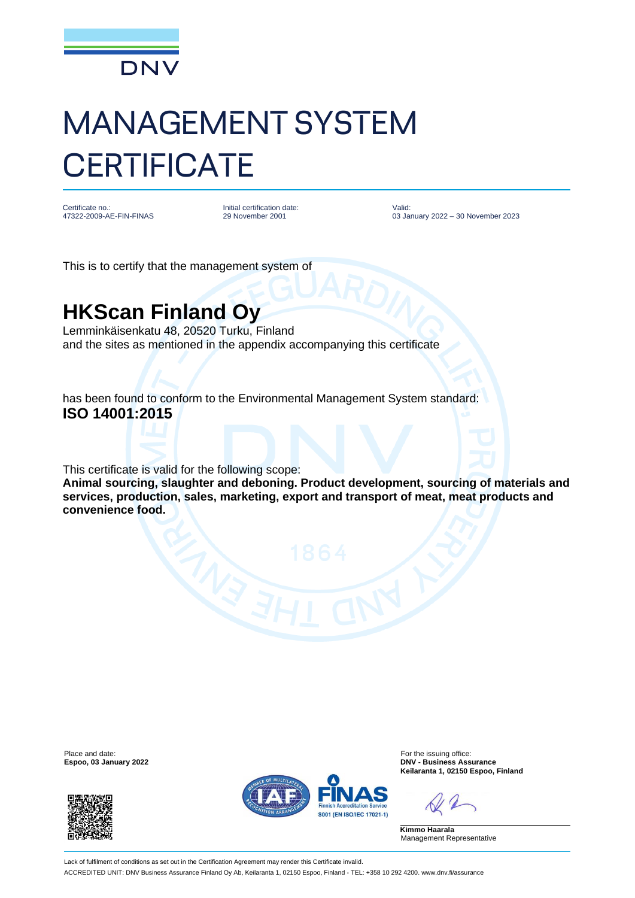DNV

# MANAGEMENT SYSTEM CERTIFICATE

| Certificate no.: | Initial certification date: | Valid: |
| --- | --- | --- |
| 47322-2009-AE-FIN-FINAS | 29 November 2001 | 03 January 2022 – 30 November 2023 |

This is to certify that the management system of

## HKScan Finland Oy

Lemminkäisenkatu 48, 20520 Turku, Finland
and the sites as mentioned in the appendix accompanying this certificate

has been found to conform to the Environmental Management System standard:
**ISO 14001:2015**

This certificate is valid for the following scope:
**Animal sourcing, slaughter and deboning. Product development, sourcing of materials and services, production, sales, marketing, export and transport of meat, meat products and convenience food.**

Place and date:
**Espoo, 03 January 2022**

For the issuing office:
**DNV - Business Assurance**
**Keilaranta 1, 02150 Espoo, Finland**

FINAS
Finnish Accreditation Service
S001 (EN ISO/IEC 17021-1)

**Kimmo Haarala**
Management Representative

Lack of fulfilment of conditions as set out in the Certification Agreement may render this Certificate invalid.
ACCREDITED UNIT: DNV Business Assurance Finland Oy Ab, Keilaranta 1, 02150 Espoo, Finland - TEL: +358 10 292 4200. www.dnv.fi/assurance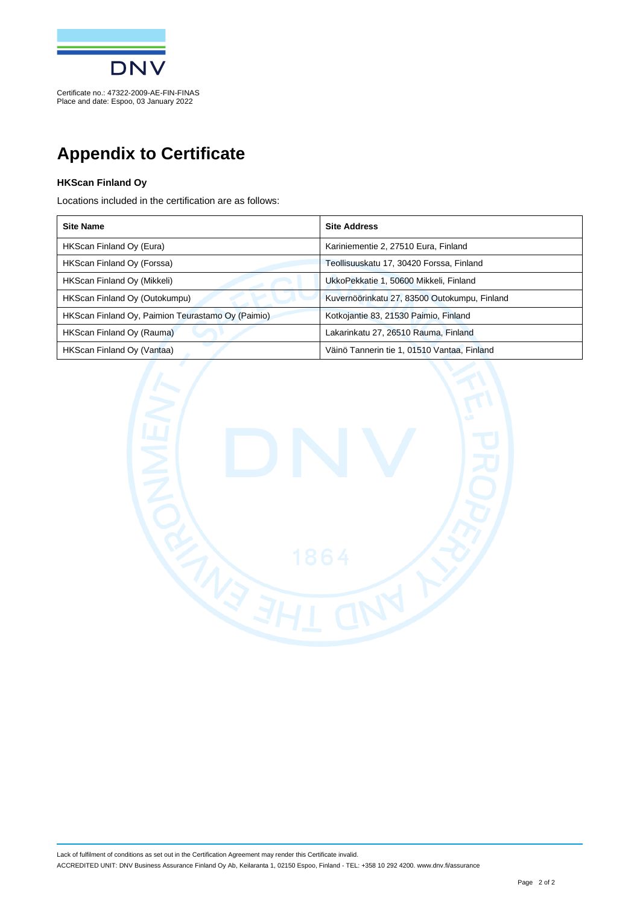Certificate no.: 47322-2009-AE-FIN-FINAS
Place and date: Espoo, 03 January 2022

# Appendix to Certificate

**HKScan Finland Oy**

Locations included in the certification are as follows:

| Site Name | Site Address |
|---|---|
| HKScan Finland Oy (Eura) | Kariniementie 2, 27510 Eura, Finland |
| HKScan Finland Oy (Forssa) | Teollisuuskatu 17, 30420 Forssa, Finland |
| HKScan Finland Oy (Mikkeli) | UkkoPekkatie 1, 50600 Mikkeli, Finland |
| HKScan Finland Oy (Outokumpu) | Kuvernöörinkatu 27, 83500 Outokumpu, Finland |
| HKScan Finland Oy, Paimion Teurastamo Oy (Paimio) | Kotkojantie 83, 21530 Paimio, Finland |
| HKScan Finland Oy (Rauma) | Lakarinkatu 27, 26510 Rauma, Finland |
| HKScan Finland Oy (Vantaa) | Väinö Tannerin tie 1, 01510 Vantaa, Finland |

Lack of fulfilment of conditions as set out in the Certification Agreement may render this Certificate invalid.

ACCREDITED UNIT: DNV Business Assurance Finland Oy Ab, Keilaranta 1, 02150 Espoo, Finland - TEL: +358 10 292 4200. www.dnv.fi/assurance